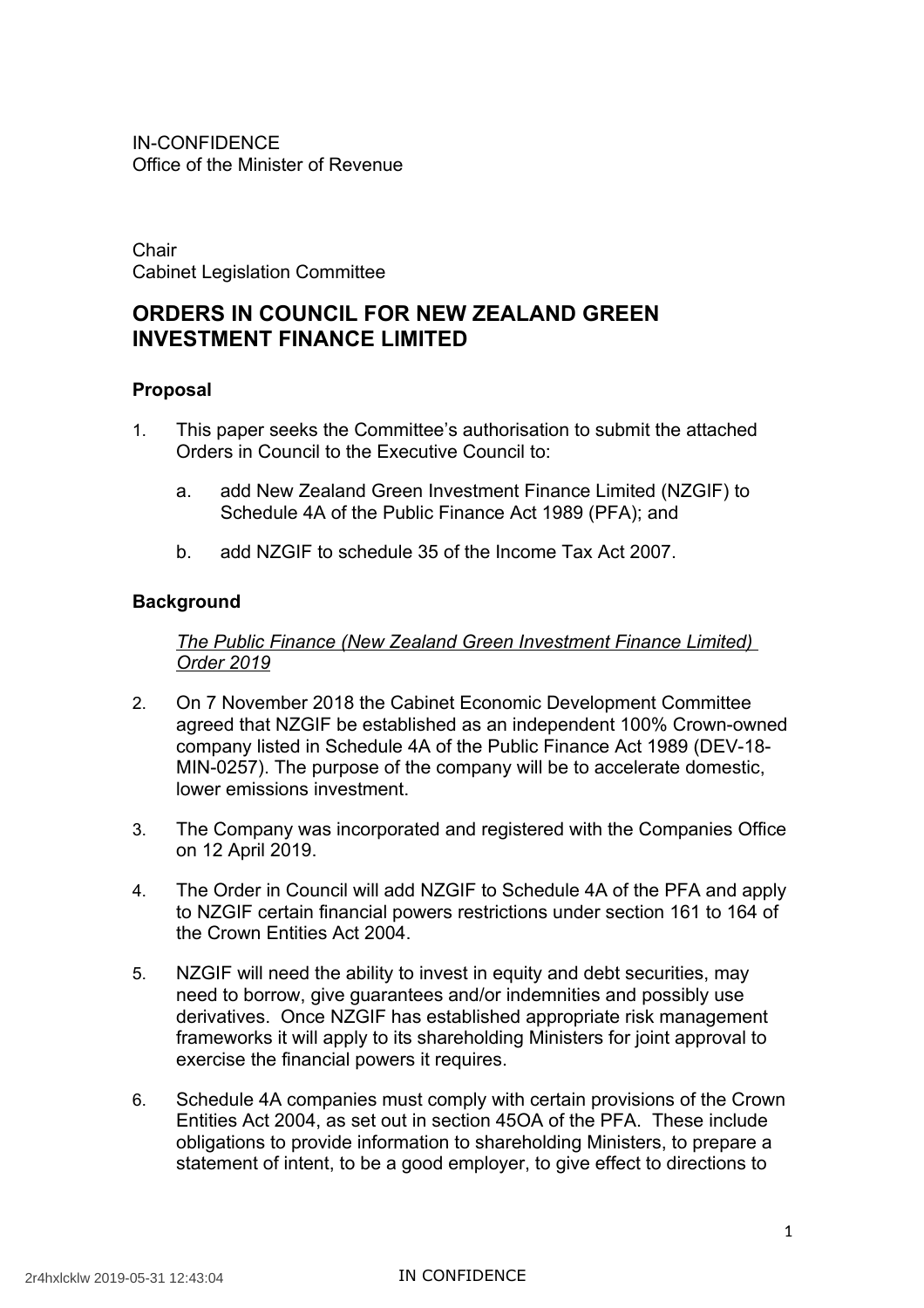IN-CONFIDENCE
Office of the Minister of Revenue

Chair
Cabinet Legislation Committee

# ORDERS IN COUNCIL FOR NEW ZEALAND GREEN INVESTMENT FINANCE LIMITED

## Proposal

1. This paper seeks the Committee's authorisation to submit the attached Orders in Council to the Executive Council to:

   a. add New Zealand Green Investment Finance Limited (NZGIF) to Schedule 4A of the Public Finance Act 1989 (PFA); and

   b. add NZGIF to schedule 35 of the Income Tax Act 2007.

## Background

*The Public Finance (New Zealand Green Investment Finance Limited) Order 2019*

2. On 7 November 2018 the Cabinet Economic Development Committee agreed that NZGIF be established as an independent 100% Crown-owned company listed in Schedule 4A of the Public Finance Act 1989 (DEV-18-MIN-0257). The purpose of the company will be to accelerate domestic, lower emissions investment.

3. The Company was incorporated and registered with the Companies Office on 12 April 2019.

4. The Order in Council will add NZGIF to Schedule 4A of the PFA and apply to NZGIF certain financial powers restrictions under section 161 to 164 of the Crown Entities Act 2004.

5. NZGIF will need the ability to invest in equity and debt securities, may need to borrow, give guarantees and/or indemnities and possibly use derivatives. Once NZGIF has established appropriate risk management frameworks it will apply to its shareholding Ministers for joint approval to exercise the financial powers it requires.

6. Schedule 4A companies must comply with certain provisions of the Crown Entities Act 2004, as set out in section 45OA of the PFA. These include obligations to provide information to shareholding Ministers, to prepare a statement of intent, to be a good employer, to give effect to directions to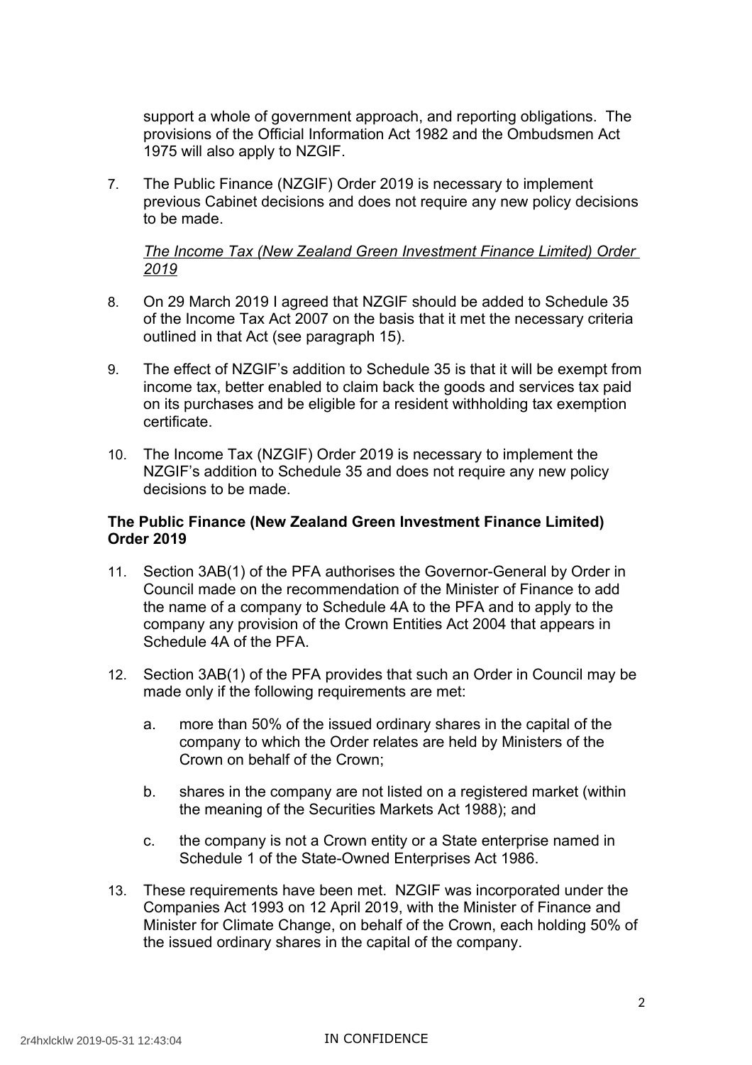support a whole of government approach, and reporting obligations. The provisions of the Official Information Act 1982 and the Ombudsmen Act 1975 will also apply to NZGIF.

7. The Public Finance (NZGIF) Order 2019 is necessary to implement previous Cabinet decisions and does not require any new policy decisions to be made.

*<u>The Income Tax (New Zealand Green Investment Finance Limited) Order 2019</u>*

8. On 29 March 2019 I agreed that NZGIF should be added to Schedule 35 of the Income Tax Act 2007 on the basis that it met the necessary criteria outlined in that Act (see paragraph 15).

9. The effect of NZGIF's addition to Schedule 35 is that it will be exempt from income tax, better enabled to claim back the goods and services tax paid on its purchases and be eligible for a resident withholding tax exemption certificate.

10. The Income Tax (NZGIF) Order 2019 is necessary to implement the NZGIF's addition to Schedule 35 and does not require any new policy decisions to be made.

**The Public Finance (New Zealand Green Investment Finance Limited) Order 2019**

11. Section 3AB(1) of the PFA authorises the Governor-General by Order in Council made on the recommendation of the Minister of Finance to add the name of a company to Schedule 4A to the PFA and to apply to the company any provision of the Crown Entities Act 2004 that appears in Schedule 4A of the PFA.

12. Section 3AB(1) of the PFA provides that such an Order in Council may be made only if the following requirements are met:

    a. more than 50% of the issued ordinary shares in the capital of the company to which the Order relates are held by Ministers of the Crown on behalf of the Crown;

    b. shares in the company are not listed on a registered market (within the meaning of the Securities Markets Act 1988); and

    c. the company is not a Crown entity or a State enterprise named in Schedule 1 of the State-Owned Enterprises Act 1986.

13. These requirements have been met. NZGIF was incorporated under the Companies Act 1993 on 12 April 2019, with the Minister of Finance and Minister for Climate Change, on behalf of the Crown, each holding 50% of the issued ordinary shares in the capital of the company.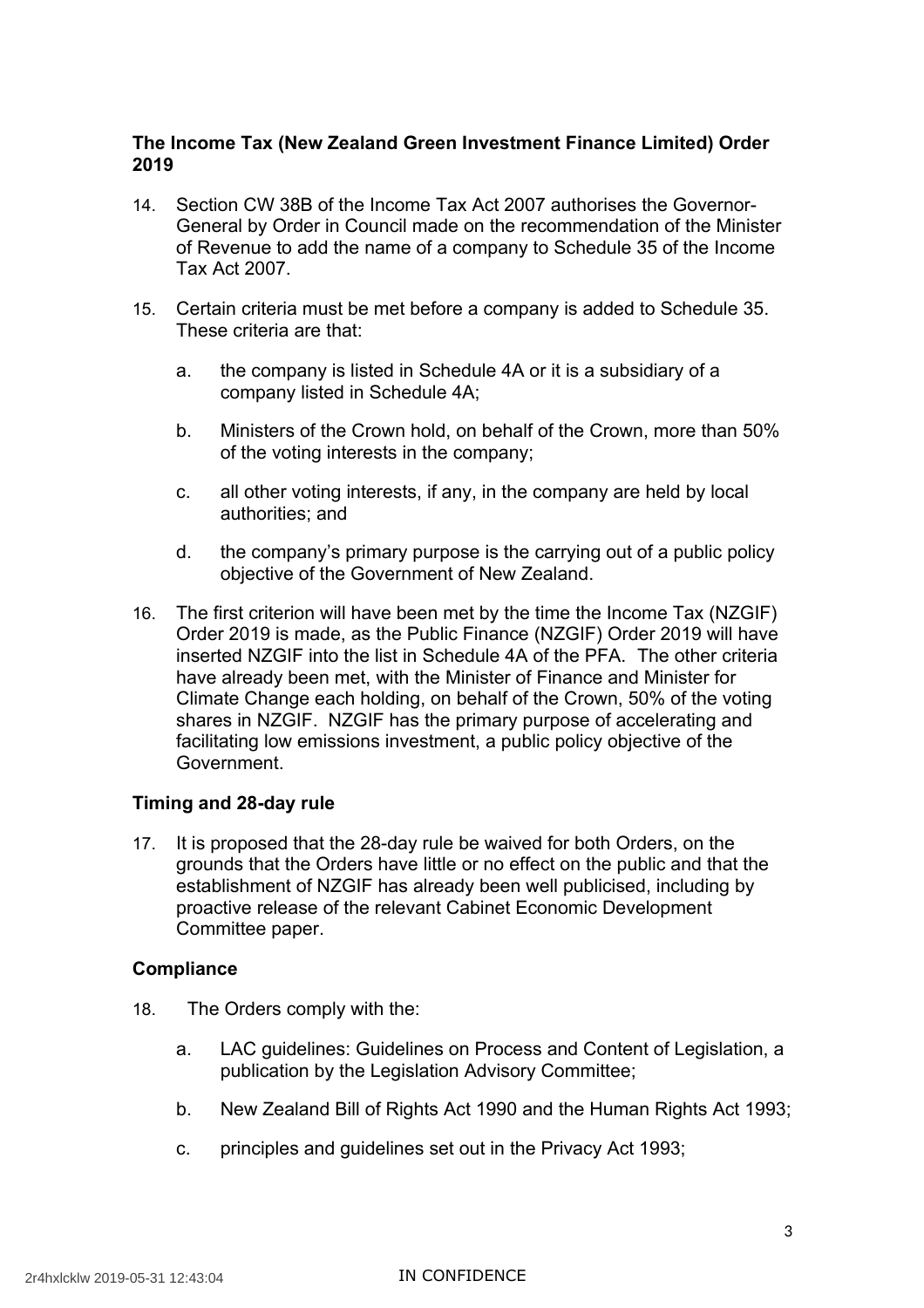**The Income Tax (New Zealand Green Investment Finance Limited) Order 2019**

14. Section CW 38B of the Income Tax Act 2007 authorises the Governor-General by Order in Council made on the recommendation of the Minister of Revenue to add the name of a company to Schedule 35 of the Income Tax Act 2007.

15. Certain criteria must be met before a company is added to Schedule 35. These criteria are that:

    a. the company is listed in Schedule 4A or it is a subsidiary of a company listed in Schedule 4A;

    b. Ministers of the Crown hold, on behalf of the Crown, more than 50% of the voting interests in the company;

    c. all other voting interests, if any, in the company are held by local authorities; and

    d. the company's primary purpose is the carrying out of a public policy objective of the Government of New Zealand.

16. The first criterion will have been met by the time the Income Tax (NZGIF) Order 2019 is made, as the Public Finance (NZGIF) Order 2019 will have inserted NZGIF into the list in Schedule 4A of the PFA. The other criteria have already been met, with the Minister of Finance and Minister for Climate Change each holding, on behalf of the Crown, 50% of the voting shares in NZGIF. NZGIF has the primary purpose of accelerating and facilitating low emissions investment, a public policy objective of the Government.

**Timing and 28-day rule**

17. It is proposed that the 28-day rule be waived for both Orders, on the grounds that the Orders have little or no effect on the public and that the establishment of NZGIF has already been well publicised, including by proactive release of the relevant Cabinet Economic Development Committee paper.

**Compliance**

18. The Orders comply with the:

    a. LAC guidelines: Guidelines on Process and Content of Legislation, a publication by the Legislation Advisory Committee;

    b. New Zealand Bill of Rights Act 1990 and the Human Rights Act 1993;

    c. principles and guidelines set out in the Privacy Act 1993;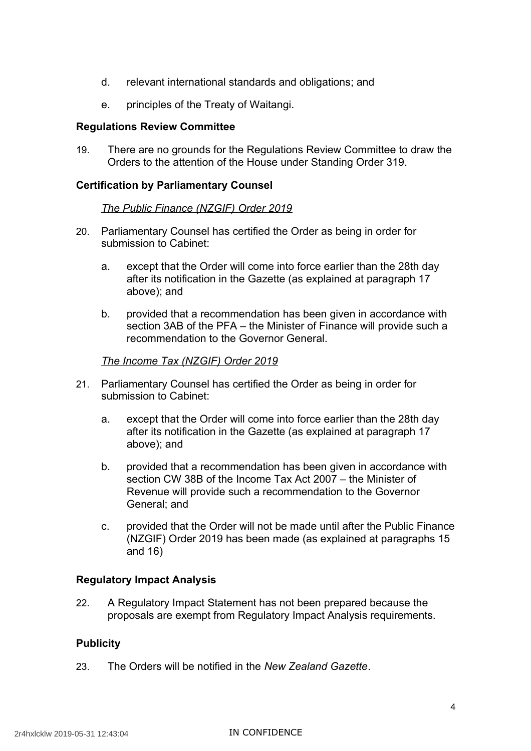d. relevant international standards and obligations; and

e. principles of the Treaty of Waitangi.

**Regulations Review Committee**

19. There are no grounds for the Regulations Review Committee to draw the Orders to the attention of the House under Standing Order 319.

**Certification by Parliamentary Counsel**

*The Public Finance (NZGIF) Order 2019*

20. Parliamentary Counsel has certified the Order as being in order for submission to Cabinet:

    a. except that the Order will come into force earlier than the 28th day after its notification in the Gazette (as explained at paragraph 17 above); and

    b. provided that a recommendation has been given in accordance with section 3AB of the PFA – the Minister of Finance will provide such a recommendation to the Governor General.

*The Income Tax (NZGIF) Order 2019*

21. Parliamentary Counsel has certified the Order as being in order for submission to Cabinet:

    a. except that the Order will come into force earlier than the 28th day after its notification in the Gazette (as explained at paragraph 17 above); and

    b. provided that a recommendation has been given in accordance with section CW 38B of the Income Tax Act 2007 – the Minister of Revenue will provide such a recommendation to the Governor General; and

    c. provided that the Order will not be made until after the Public Finance (NZGIF) Order 2019 has been made (as explained at paragraphs 15 and 16)

**Regulatory Impact Analysis**

22. A Regulatory Impact Statement has not been prepared because the proposals are exempt from Regulatory Impact Analysis requirements.

**Publicity**

23. The Orders will be notified in the *New Zealand Gazette*.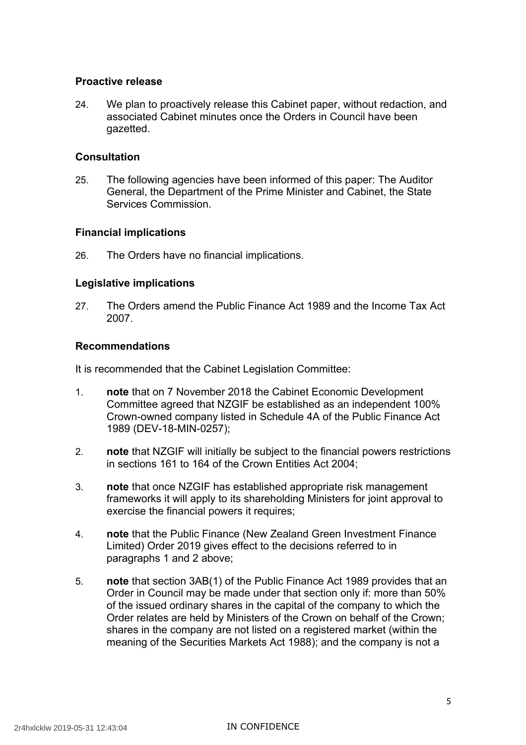### Proactive release

24. We plan to proactively release this Cabinet paper, without redaction, and associated Cabinet minutes once the Orders in Council have been gazetted.

### Consultation

25. The following agencies have been informed of this paper: The Auditor General, the Department of the Prime Minister and Cabinet, the State Services Commission.

### Financial implications

26. The Orders have no financial implications.

### Legislative implications

27. The Orders amend the Public Finance Act 1989 and the Income Tax Act 2007.

### Recommendations

It is recommended that the Cabinet Legislation Committee:

1. **note** that on 7 November 2018 the Cabinet Economic Development Committee agreed that NZGIF be established as an independent 100% Crown-owned company listed in Schedule 4A of the Public Finance Act 1989 (DEV-18-MIN-0257);

2. **note** that NZGIF will initially be subject to the financial powers restrictions in sections 161 to 164 of the Crown Entities Act 2004;

3. **note** that once NZGIF has established appropriate risk management frameworks it will apply to its shareholding Ministers for joint approval to exercise the financial powers it requires;

4. **note** that the Public Finance (New Zealand Green Investment Finance Limited) Order 2019 gives effect to the decisions referred to in paragraphs 1 and 2 above;

5. **note** that section 3AB(1) of the Public Finance Act 1989 provides that an Order in Council may be made under that section only if: more than 50% of the issued ordinary shares in the capital of the company to which the Order relates are held by Ministers of the Crown on behalf of the Crown; shares in the company are not listed on a registered market (within the meaning of the Securities Markets Act 1988); and the company is not a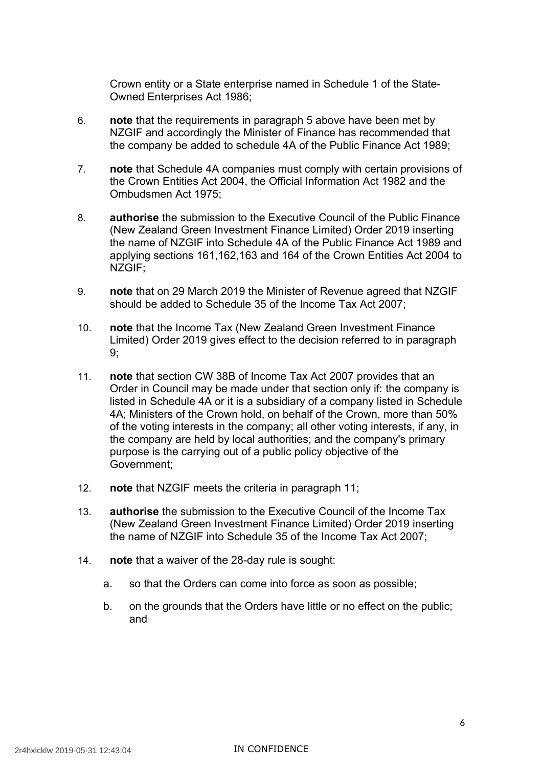Crown entity or a State enterprise named in Schedule 1 of the State-Owned Enterprises Act 1986;

6. **note** that the requirements in paragraph 5 above have been met by NZGIF and accordingly the Minister of Finance has recommended that the company be added to schedule 4A of the Public Finance Act 1989;

7. **note** that Schedule 4A companies must comply with certain provisions of the Crown Entities Act 2004, the Official Information Act 1982 and the Ombudsmen Act 1975;

8. **authorise** the submission to the Executive Council of the Public Finance (New Zealand Green Investment Finance Limited) Order 2019 inserting the name of NZGIF into Schedule 4A of the Public Finance Act 1989 and applying sections 161,162,163 and 164 of the Crown Entities Act 2004 to NZGIF;

9. **note** that on 29 March 2019 the Minister of Revenue agreed that NZGIF should be added to Schedule 35 of the Income Tax Act 2007;

10. **note** that the Income Tax (New Zealand Green Investment Finance Limited) Order 2019 gives effect to the decision referred to in paragraph 9;

11. **note** that section CW 38B of Income Tax Act 2007 provides that an Order in Council may be made under that section only if: the company is listed in Schedule 4A or it is a subsidiary of a company listed in Schedule 4A; Ministers of the Crown hold, on behalf of the Crown, more than 50% of the voting interests in the company; all other voting interests, if any, in the company are held by local authorities; and the company's primary purpose is the carrying out of a public policy objective of the Government;

12. **note** that NZGIF meets the criteria in paragraph 11;

13. **authorise** the submission to the Executive Council of the Income Tax (New Zealand Green Investment Finance Limited) Order 2019 inserting the name of NZGIF into Schedule 35 of the Income Tax Act 2007;

14. **note** that a waiver of the 28-day rule is sought:

    a. so that the Orders can come into force as soon as possible;

    b. on the grounds that the Orders have little or no effect on the public; and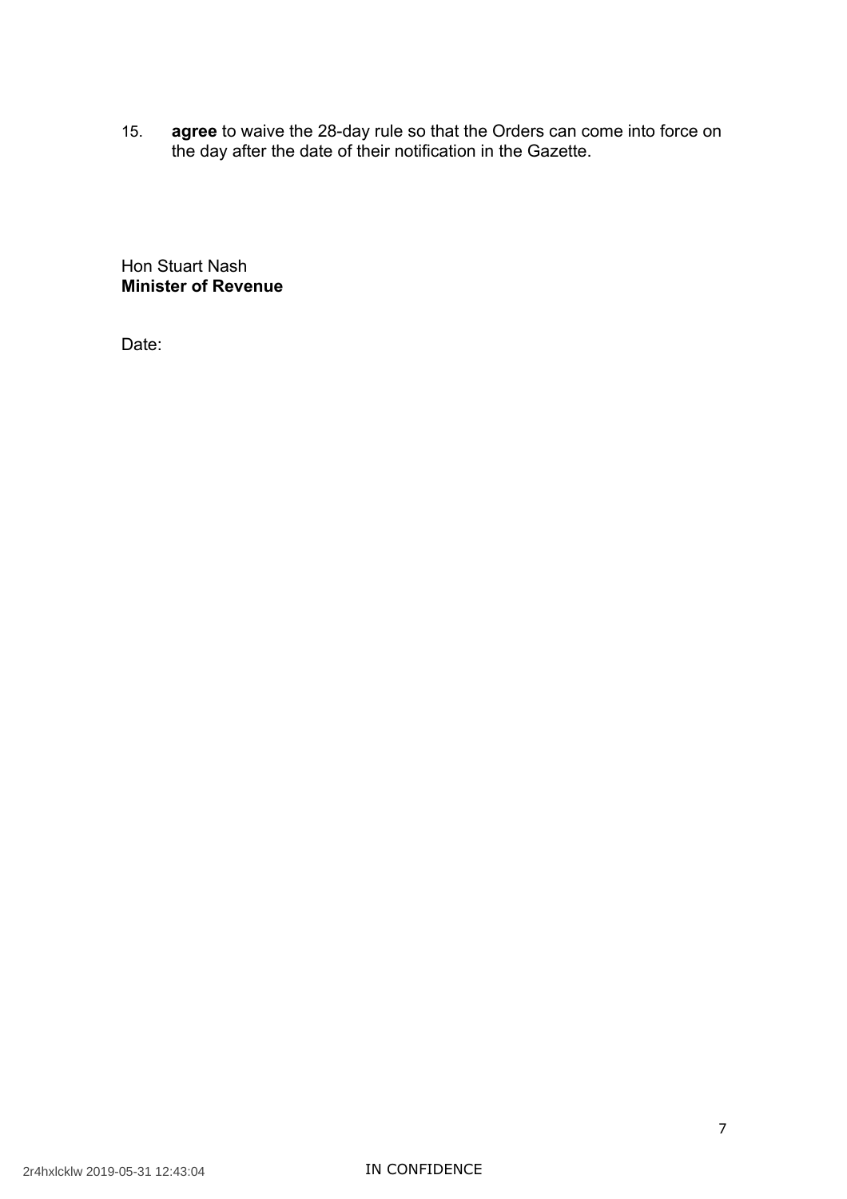15. **agree** to waive the 28-day rule so that the Orders can come into force on the day after the date of their notification in the Gazette.

Hon Stuart Nash
**Minister of Revenue**

Date: